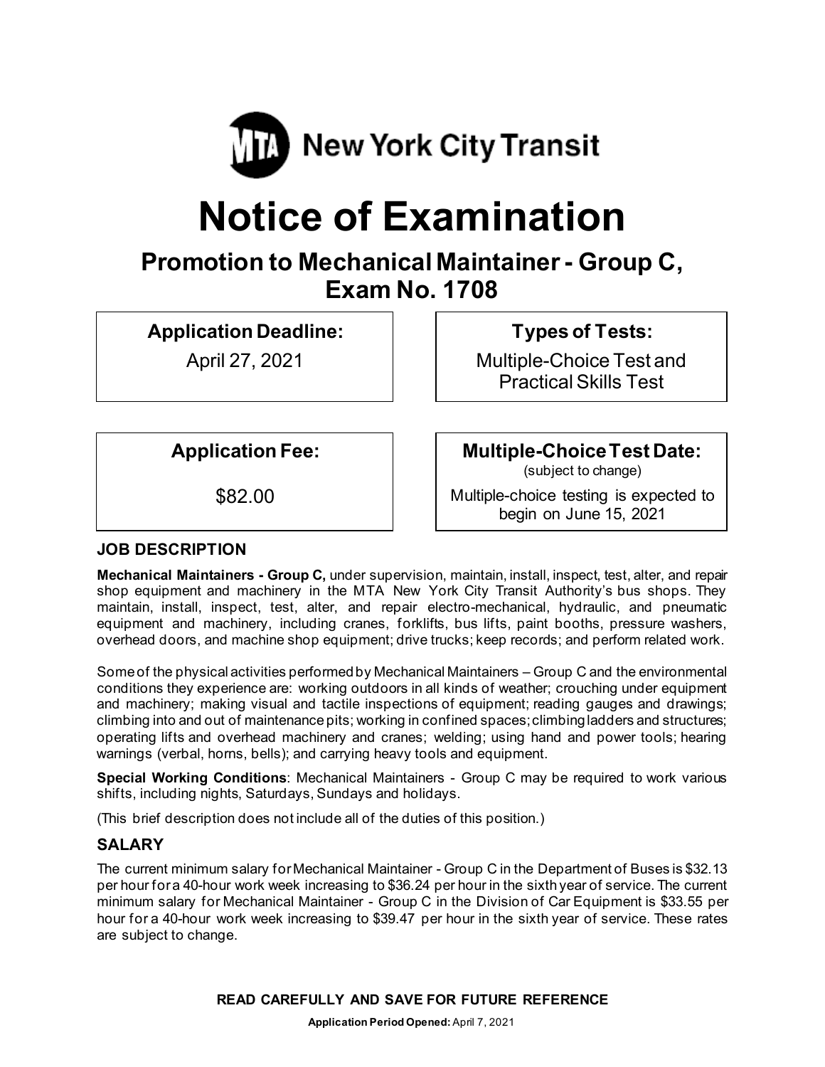MTA New York City Transit

# Notice of Examination

## Promotion to Mechanical Maintainer - Group C, Exam No. 1708

**Application Deadline:**

April 27, 2021

**Types of Tests:**

Multiple-Choice Test and Practical Skills Test

**Application Fee:**

$82.00

**Multiple-Choice Test Date:**
(subject to change)

Multiple-choice testing is expected to begin on June 15, 2021

### JOB DESCRIPTION

**Mechanical Maintainers - Group C,** under supervision, maintain, install, inspect, test, alter, and repair shop equipment and machinery in the MTA New York City Transit Authority's bus shops. They maintain, install, inspect, test, alter, and repair electro-mechanical, hydraulic, and pneumatic equipment and machinery, including cranes, forklifts, bus lifts, paint booths, pressure washers, overhead doors, and machine shop equipment; drive trucks; keep records; and perform related work.

Some of the physical activities performed by Mechanical Maintainers – Group C and the environmental conditions they experience are: working outdoors in all kinds of weather; crouching under equipment and machinery; making visual and tactile inspections of equipment; reading gauges and drawings; climbing into and out of maintenance pits; working in confined spaces; climbing ladders and structures; operating lifts and overhead machinery and cranes; welding; using hand and power tools; hearing warnings (verbal, horns, bells); and carrying heavy tools and equipment.

**Special Working Conditions**: Mechanical Maintainers - Group C may be required to work various shifts, including nights, Saturdays, Sundays and holidays.

(This brief description does not include all of the duties of this position.)

### SALARY

The current minimum salary for Mechanical Maintainer - Group C in the Department of Buses is $32.13 per hour for a 40-hour work week increasing to $36.24 per hour in the sixth year of service. The current minimum salary for Mechanical Maintainer - Group C in the Division of Car Equipment is $33.55 per hour for a 40-hour work week increasing to $39.47 per hour in the sixth year of service. These rates are subject to change.

**READ CAREFULLY AND SAVE FOR FUTURE REFERENCE**

**Application Period Opened:** April 7, 2021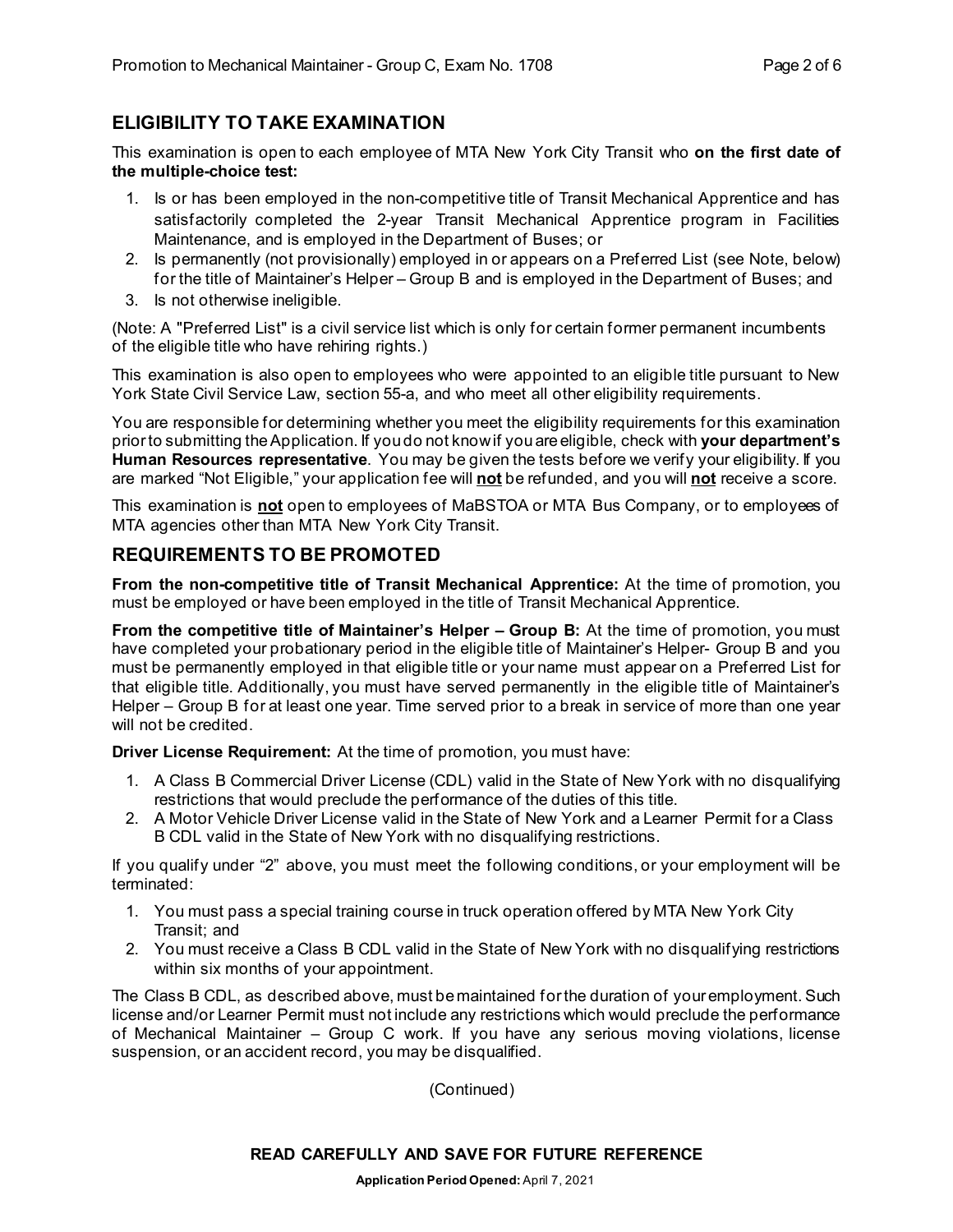## ELIGIBILITY TO TAKE EXAMINATION

This examination is open to each employee of MTA New York City Transit who **on the first date of the multiple-choice test:**

1. Is or has been employed in the non-competitive title of Transit Mechanical Apprentice and has satisfactorily completed the 2-year Transit Mechanical Apprentice program in Facilities Maintenance, and is employed in the Department of Buses; or
2. Is permanently (not provisionally) employed in or appears on a Preferred List (see Note, below) for the title of Maintainer's Helper – Group B and is employed in the Department of Buses; and
3. Is not otherwise ineligible.

(Note: A "Preferred List" is a civil service list which is only for certain former permanent incumbents of the eligible title who have rehiring rights.)

This examination is also open to employees who were appointed to an eligible title pursuant to New York State Civil Service Law, section 55-a, and who meet all other eligibility requirements.

You are responsible for determining whether you meet the eligibility requirements for this examination prior to submitting the Application. If you do not know if you are eligible, check with **your department's Human Resources representative**. You may be given the tests before we verify your eligibility. If you are marked "Not Eligible," your application fee will **not** be refunded, and you will **not** receive a score.

This examination is **not** open to employees of MaBSTOA or MTA Bus Company, or to employees of MTA agencies other than MTA New York City Transit.

## REQUIREMENTS TO BE PROMOTED

**From the non-competitive title of Transit Mechanical Apprentice:** At the time of promotion, you must be employed or have been employed in the title of Transit Mechanical Apprentice.

**From the competitive title of Maintainer's Helper – Group B:** At the time of promotion, you must have completed your probationary period in the eligible title of Maintainer's Helper- Group B and you must be permanently employed in that eligible title or your name must appear on a Preferred List for that eligible title. Additionally, you must have served permanently in the eligible title of Maintainer's Helper – Group B for at least one year. Time served prior to a break in service of more than one year will not be credited.

**Driver License Requirement:** At the time of promotion, you must have:

1. A Class B Commercial Driver License (CDL) valid in the State of New York with no disqualifying restrictions that would preclude the performance of the duties of this title.
2. A Motor Vehicle Driver License valid in the State of New York and a Learner Permit for a Class B CDL valid in the State of New York with no disqualifying restrictions.

If you qualify under "2" above, you must meet the following conditions, or your employment will be terminated:

1. You must pass a special training course in truck operation offered by MTA New York City Transit; and
2. You must receive a Class B CDL valid in the State of New York with no disqualifying restrictions within six months of your appointment.

The Class B CDL, as described above, must be maintained for the duration of your employment. Such license and/or Learner Permit must not include any restrictions which would preclude the performance of Mechanical Maintainer – Group C work. If you have any serious moving violations, license suspension, or an accident record, you may be disqualified.

(Continued)

**READ CAREFULLY AND SAVE FOR FUTURE REFERENCE**

**Application Period Opened:** April 7, 2021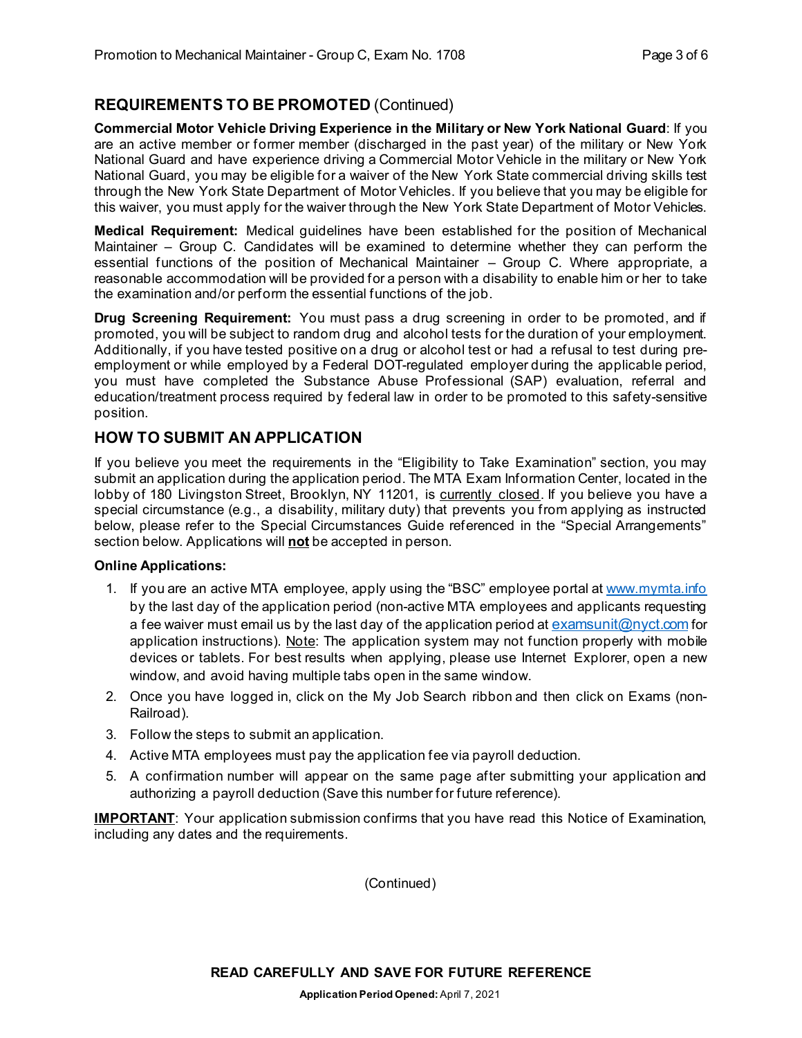## REQUIREMENTS TO BE PROMOTED (Continued)

**Commercial Motor Vehicle Driving Experience in the Military or New York National Guard**: If you are an active member or former member (discharged in the past year) of the military or New York National Guard and have experience driving a Commercial Motor Vehicle in the military or New York National Guard, you may be eligible for a waiver of the New York State commercial driving skills test through the New York State Department of Motor Vehicles. If you believe that you may be eligible for this waiver, you must apply for the waiver through the New York State Department of Motor Vehicles.

**Medical Requirement:** Medical guidelines have been established for the position of Mechanical Maintainer – Group C. Candidates will be examined to determine whether they can perform the essential functions of the position of Mechanical Maintainer – Group C. Where appropriate, a reasonable accommodation will be provided for a person with a disability to enable him or her to take the examination and/or perform the essential functions of the job.

**Drug Screening Requirement:** You must pass a drug screening in order to be promoted, and if promoted, you will be subject to random drug and alcohol tests for the duration of your employment. Additionally, if you have tested positive on a drug or alcohol test or had a refusal to test during pre-employment or while employed by a Federal DOT-regulated employer during the applicable period, you must have completed the Substance Abuse Professional (SAP) evaluation, referral and education/treatment process required by federal law in order to be promoted to this safety-sensitive position.

## HOW TO SUBMIT AN APPLICATION

If you believe you meet the requirements in the "Eligibility to Take Examination" section, you may submit an application during the application period. The MTA Exam Information Center, located in the lobby of 180 Livingston Street, Brooklyn, NY 11201, is currently closed. If you believe you have a special circumstance (e.g., a disability, military duty) that prevents you from applying as instructed below, please refer to the Special Circumstances Guide referenced in the "Special Arrangements" section below. Applications will **not** be accepted in person.

**Online Applications:**

1. If you are an active MTA employee, apply using the "BSC" employee portal at www.mymta.info by the last day of the application period (non-active MTA employees and applicants requesting a fee waiver must email us by the last day of the application period at examsunit@nyct.com for application instructions). Note: The application system may not function properly with mobile devices or tablets. For best results when applying, please use Internet Explorer, open a new window, and avoid having multiple tabs open in the same window.
2. Once you have logged in, click on the My Job Search ribbon and then click on Exams (non-Railroad).
3. Follow the steps to submit an application.
4. Active MTA employees must pay the application fee via payroll deduction.
5. A confirmation number will appear on the same page after submitting your application and authorizing a payroll deduction (Save this number for future reference).

**IMPORTANT**: Your application submission confirms that you have read this Notice of Examination, including any dates and the requirements.

(Continued)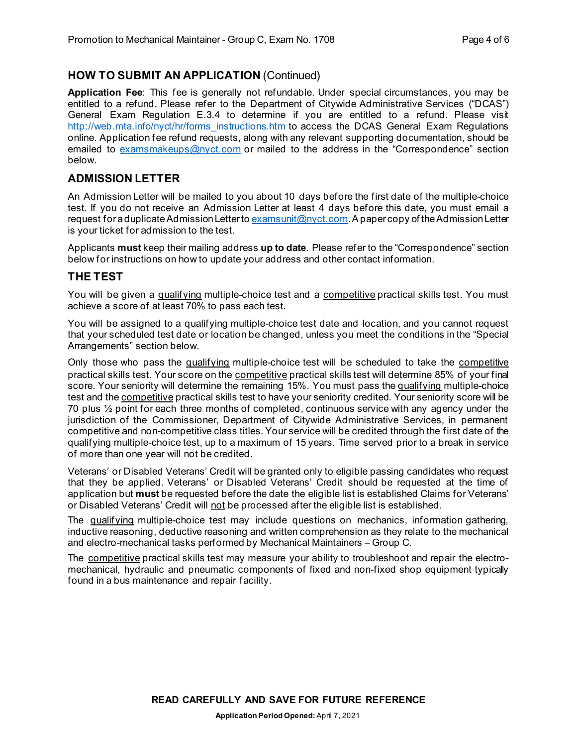## HOW TO SUBMIT AN APPLICATION (Continued)

**Application Fee**: This fee is generally not refundable. Under special circumstances, you may be entitled to a refund. Please refer to the Department of Citywide Administrative Services ("DCAS") General Exam Regulation E.3.4 to determine if you are entitled to a refund. Please visit http://web.mta.info/nyct/hr/forms_instructions.htm to access the DCAS General Exam Regulations online. Application fee refund requests, along with any relevant supporting documentation, should be emailed to examsmakeups@nyct.com or mailed to the address in the "Correspondence" section below.

## ADMISSION LETTER

An Admission Letter will be mailed to you about 10 days before the first date of the multiple-choice test. If you do not receive an Admission Letter at least 4 days before this date, you must email a request for a duplicate Admission Letter to examsunit@nyct.com. A paper copy of the Admission Letter is your ticket for admission to the test.

Applicants **must** keep their mailing address **up to date**. Please refer to the "Correspondence" section below for instructions on how to update your address and other contact information.

## THE TEST

You will be given a qualifying multiple-choice test and a competitive practical skills test. You must achieve a score of at least 70% to pass each test.

You will be assigned to a qualifying multiple-choice test date and location, and you cannot request that your scheduled test date or location be changed, unless you meet the conditions in the "Special Arrangements" section below.

Only those who pass the qualifying multiple-choice test will be scheduled to take the competitive practical skills test. Your score on the competitive practical skills test will determine 85% of your final score. Your seniority will determine the remaining 15%. You must pass the qualifying multiple-choice test and the competitive practical skills test to have your seniority credited. Your seniority score will be 70 plus ½ point for each three months of completed, continuous service with any agency under the jurisdiction of the Commissioner, Department of Citywide Administrative Services, in permanent competitive and non-competitive class titles. Your service will be credited through the first date of the qualifying multiple-choice test, up to a maximum of 15 years. Time served prior to a break in service of more than one year will not be credited.

Veterans' or Disabled Veterans' Credit will be granted only to eligible passing candidates who request that they be applied. Veterans' or Disabled Veterans' Credit should be requested at the time of application but **must** be requested before the date the eligible list is established Claims for Veterans' or Disabled Veterans' Credit will not be processed after the eligible list is established.

The qualifying multiple-choice test may include questions on mechanics, information gathering, inductive reasoning, deductive reasoning and written comprehension as they relate to the mechanical and electro-mechanical tasks performed by Mechanical Maintainers – Group C.

The competitive practical skills test may measure your ability to troubleshoot and repair the electro-mechanical, hydraulic and pneumatic components of fixed and non-fixed shop equipment typically found in a bus maintenance and repair facility.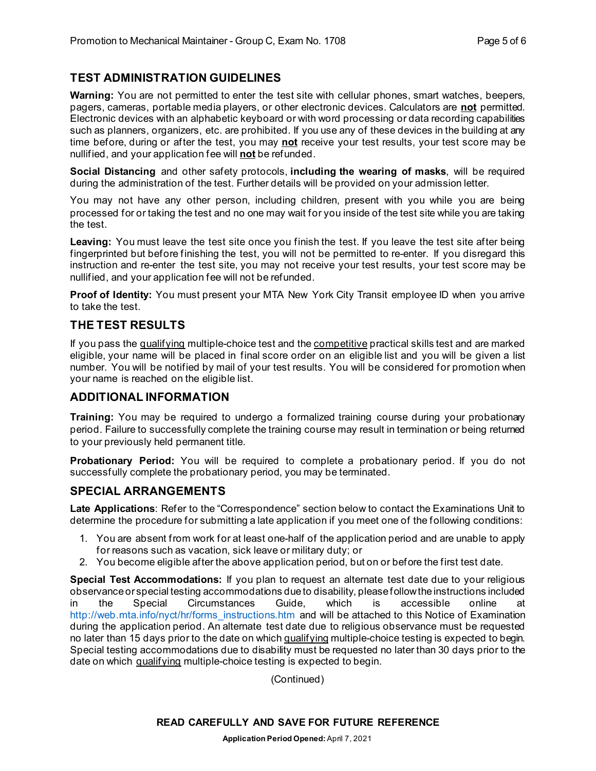## TEST ADMINISTRATION GUIDELINES

**Warning:** You are not permitted to enter the test site with cellular phones, smart watches, beepers, pagers, cameras, portable media players, or other electronic devices. Calculators are **not** permitted. Electronic devices with an alphabetic keyboard or with word processing or data recording capabilities such as planners, organizers, etc. are prohibited. If you use any of these devices in the building at any time before, during or after the test, you may **not** receive your test results, your test score may be nullified, and your application fee will **not** be refunded.

**Social Distancing** and other safety protocols, **including the wearing of masks**, will be required during the administration of the test. Further details will be provided on your admission letter.

You may not have any other person, including children, present with you while you are being processed for or taking the test and no one may wait for you inside of the test site while you are taking the test.

**Leaving:** You must leave the test site once you finish the test. If you leave the test site after being fingerprinted but before finishing the test, you will not be permitted to re-enter. If you disregard this instruction and re-enter the test site, you may not receive your test results, your test score may be nullified, and your application fee will not be refunded.

**Proof of Identity:** You must present your MTA New York City Transit employee ID when you arrive to take the test.

## THE TEST RESULTS

If you pass the qualifying multiple-choice test and the competitive practical skills test and are marked eligible, your name will be placed in final score order on an eligible list and you will be given a list number. You will be notified by mail of your test results. You will be considered for promotion when your name is reached on the eligible list.

## ADDITIONAL INFORMATION

**Training:** You may be required to undergo a formalized training course during your probationary period. Failure to successfully complete the training course may result in termination or being returned to your previously held permanent title.

**Probationary Period:** You will be required to complete a probationary period. If you do not successfully complete the probationary period, you may be terminated.

## SPECIAL ARRANGEMENTS

**Late Applications**: Refer to the "Correspondence" section below to contact the Examinations Unit to determine the procedure for submitting a late application if you meet one of the following conditions:

1. You are absent from work for at least one-half of the application period and are unable to apply for reasons such as vacation, sick leave or military duty; or
2. You become eligible after the above application period, but on or before the first test date.

**Special Test Accommodations:** If you plan to request an alternate test date due to your religious observance or special testing accommodations due to disability, please follow the instructions included in the Special Circumstances Guide, which is accessible online at http://web.mta.info/nyct/hr/forms_instructions.htm and will be attached to this Notice of Examination during the application period. An alternate test date due to religious observance must be requested no later than 15 days prior to the date on which qualifying multiple-choice testing is expected to begin. Special testing accommodations due to disability must be requested no later than 30 days prior to the date on which qualifying multiple-choice testing is expected to begin.

(Continued)

**READ CAREFULLY AND SAVE FOR FUTURE REFERENCE**

**Application Period Opened:** April 7, 2021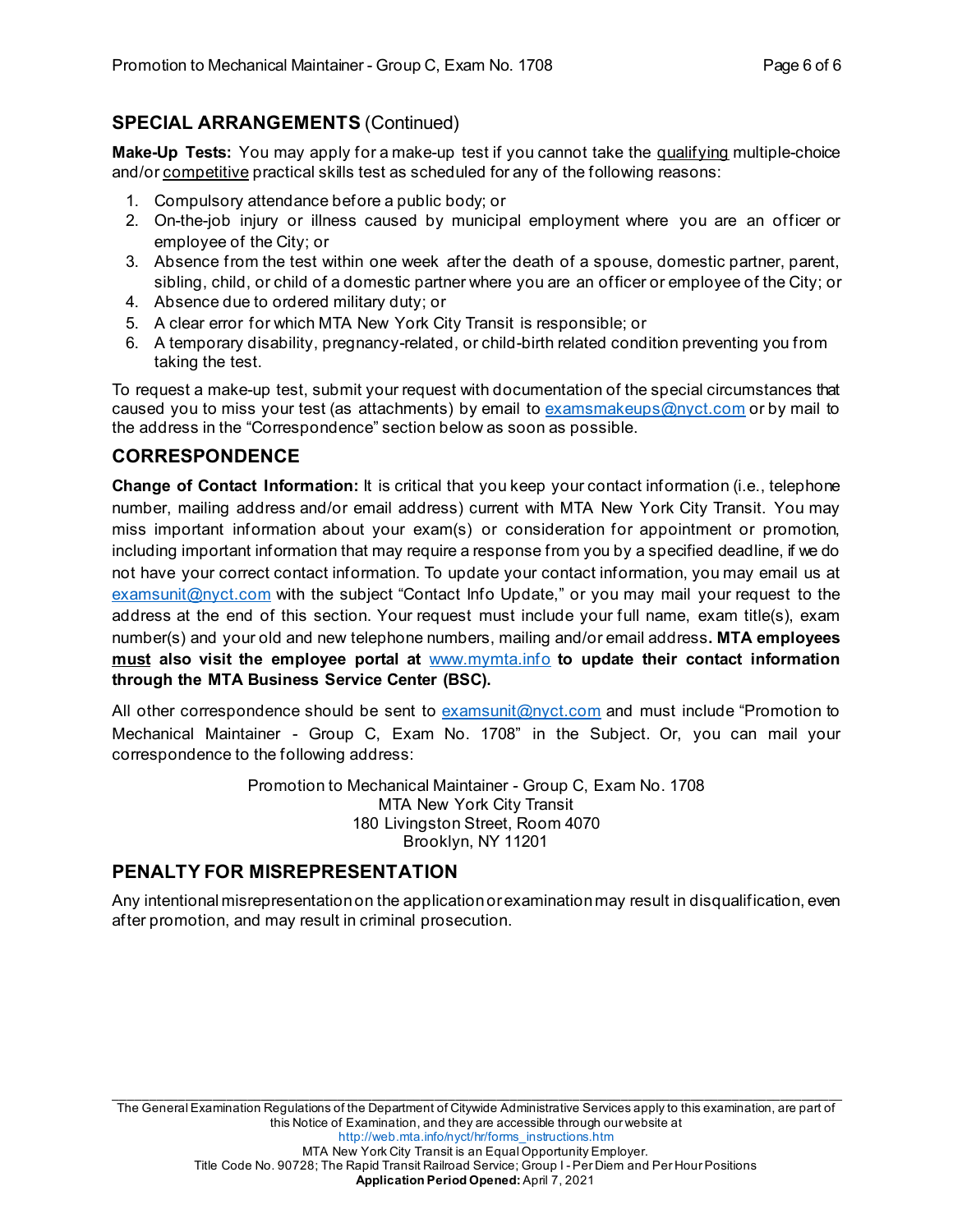## SPECIAL ARRANGEMENTS (Continued)

**Make-Up Tests:** You may apply for a make-up test if you cannot take the qualifying multiple-choice and/or competitive practical skills test as scheduled for any of the following reasons:

1. Compulsory attendance before a public body; or
2. On-the-job injury or illness caused by municipal employment where you are an officer or employee of the City; or
3. Absence from the test within one week after the death of a spouse, domestic partner, parent, sibling, child, or child of a domestic partner where you are an officer or employee of the City; or
4. Absence due to ordered military duty; or
5. A clear error for which MTA New York City Transit is responsible; or
6. A temporary disability, pregnancy-related, or child-birth related condition preventing you from taking the test.

To request a make-up test, submit your request with documentation of the special circumstances that caused you to miss your test (as attachments) by email to examsmakeups@nyct.com or by mail to the address in the "Correspondence" section below as soon as possible.

## CORRESPONDENCE

**Change of Contact Information:** It is critical that you keep your contact information (i.e., telephone number, mailing address and/or email address) current with MTA New York City Transit. You may miss important information about your exam(s) or consideration for appointment or promotion, including important information that may require a response from you by a specified deadline, if we do not have your correct contact information. To update your contact information, you may email us at examsunit@nyct.com with the subject "Contact Info Update," or you may mail your request to the address at the end of this section. Your request must include your full name, exam title(s), exam number(s) and your old and new telephone numbers, mailing and/or email address**. MTA employees must also visit the employee portal at** www.mymta.info **to update their contact information through the MTA Business Service Center (BSC).**

All other correspondence should be sent to examsunit@nyct.com and must include "Promotion to Mechanical Maintainer - Group C, Exam No. 1708" in the Subject. Or, you can mail your correspondence to the following address:

Promotion to Mechanical Maintainer - Group C, Exam No. 1708
MTA New York City Transit
180 Livingston Street, Room 4070
Brooklyn, NY 11201

## PENALTY FOR MISREPRESENTATION

Any intentional misrepresentation on the application or examination may result in disqualification, even after promotion, and may result in criminal prosecution.

---

The General Examination Regulations of the Department of Citywide Administrative Services apply to this examination, are part of this Notice of Examination, and they are accessible through our website at http://web.mta.info/nyct/hr/forms_instructions.htm
MTA New York City Transit is an Equal Opportunity Employer.
Title Code No. 90728; The Rapid Transit Railroad Service; Group I - Per Diem and Per Hour Positions
**Application Period Opened:** April 7, 2021